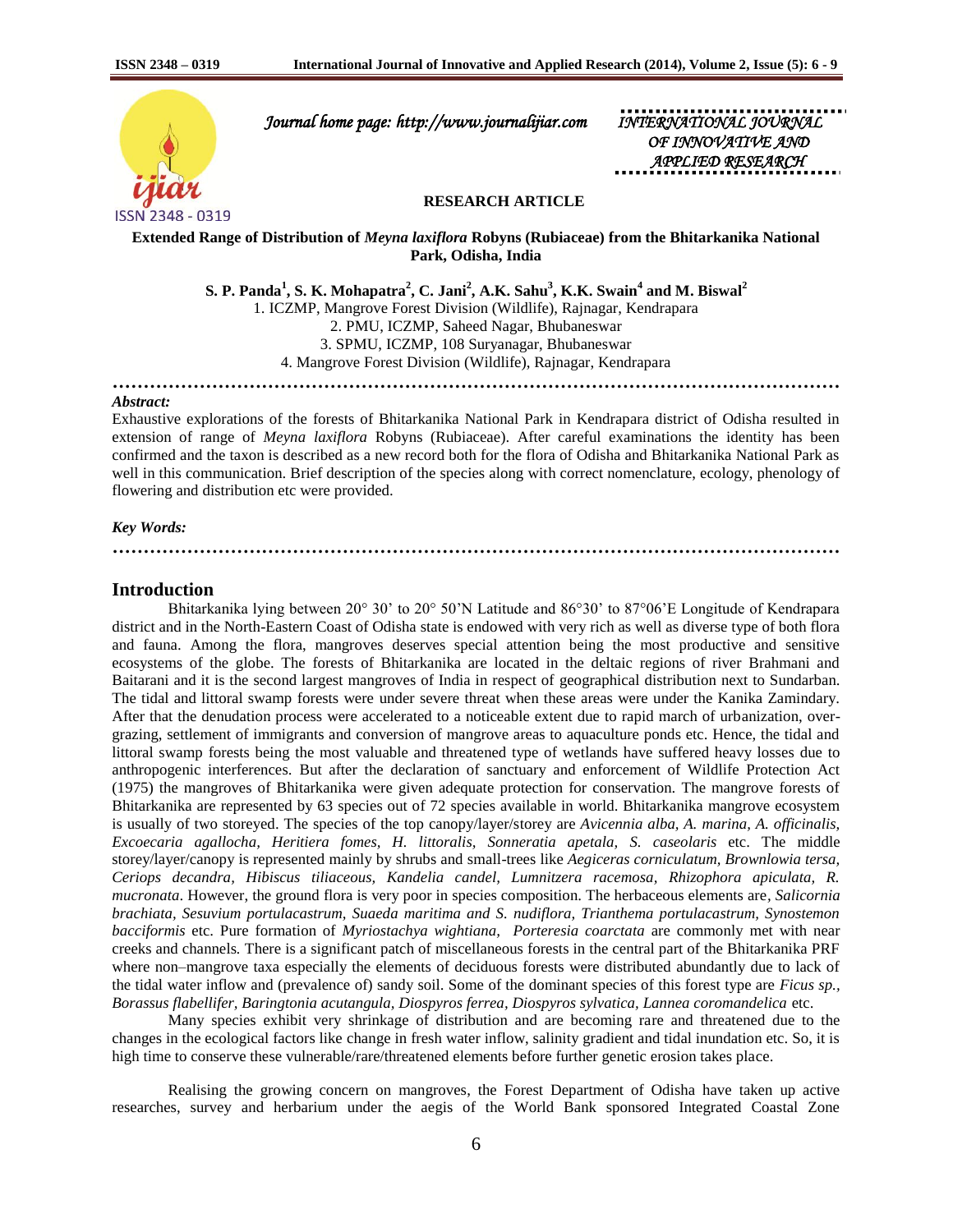Journal home page: http://www.journalijiar.com

INTERNATIONAL JOURNAL OF INNOVATIVE AND APPLIED RESEARCH

**RESEARCH ARTICLE**

# Extended Range of Distribution of *Meyna laxiflora* Robyns (Rubiaceae) from the Bhitarkanika National Park, Odisha, India

**S. P. Panda[1], S. K. Mohapatra[2], C. Jani[2], A.K. Sahu[3], K.K. Swain[4] and M. Biswal[2]**

1. ICZMP, Mangrove Forest Division (Wildlife), Rajnagar, Kendrapara
2. PMU, ICZMP, Saheed Nagar, Bhubaneswar
3. SPMU, ICZMP, 108 Suryanagar, Bhubaneswar
4. Mangrove Forest Division (Wildlife), Rajnagar, Kendrapara

***Abstract:***

Exhaustive explorations of the forests of Bhitarkanika National Park in Kendrapara district of Odisha resulted in extension of range of *Meyna laxiflora* Robyns (Rubiaceae). After careful examinations the identity has been confirmed and the taxon is described as a new record both for the flora of Odisha and Bhitarkanika National Park as well in this communication. Brief description of the species along with correct nomenclature, ecology, phenology of flowering and distribution etc were provided.

***Key Words:***

## Introduction

Bhitarkanika lying between 20° 30' to 20° 50'N Latitude and 86°30' to 87°06'E Longitude of Kendrapara district and in the North-Eastern Coast of Odisha state is endowed with very rich as well as diverse type of both flora and fauna. Among the flora, mangroves deserves special attention being the most productive and sensitive ecosystems of the globe. The forests of Bhitarkanika are located in the deltaic regions of river Brahmani and Baitarani and it is the second largest mangroves of India in respect of geographical distribution next to Sundarban. The tidal and littoral swamp forests were under severe threat when these areas were under the Kanika Zamindary. After that the denudation process were accelerated to a noticeable extent due to rapid march of urbanization, over-grazing, settlement of immigrants and conversion of mangrove areas to aquaculture ponds etc. Hence, the tidal and littoral swamp forests being the most valuable and threatened type of wetlands have suffered heavy losses due to anthropogenic interferences. But after the declaration of sanctuary and enforcement of Wildlife Protection Act (1975) the mangroves of Bhitarkanika were given adequate protection for conservation. The mangrove forests of Bhitarkanika are represented by 63 species out of 72 species available in world. Bhitarkanika mangrove ecosystem is usually of two storeyed. The species of the top canopy/layer/storey are *Avicennia alba, A. marina, A. officinalis, Excoecaria agallocha, Heritiera fomes, H. littoralis, Sonneratia apetala, S. caseolaris* etc. The middle storey/layer/canopy is represented mainly by shrubs and small-trees like *Aegiceras corniculatum, Brownlowia tersa, Ceriops decandra, Hibiscus tiliaceous, Kandelia candel, Lumnitzera racemosa, Rhizophora apiculata, R. mucronata*. However, the ground flora is very poor in species composition. The herbaceous elements are, *Salicornia brachiata, Sesuvium portulacastrum, Suaeda maritima and S. nudiflora, Trianthema portulacastrum, Synostemon bacciformis* etc. Pure formation of *Myriostachya wightiana, Porteresia coarctata* are commonly met with near creeks and channels. There is a significant patch of miscellaneous forests in the central part of the Bhitarkanika PRF where non–mangrove taxa especially the elements of deciduous forests were distributed abundantly due to lack of the tidal water inflow and (prevalence of) sandy soil. Some of the dominant species of this forest type are *Ficus sp., Borassus flabellifer, Baringtonia acutangula, Diospyros ferrea, Diospyros sylvatica, Lannea coromandelica* etc.

Many species exhibit very shrinkage of distribution and are becoming rare and threatened due to the changes in the ecological factors like change in fresh water inflow, salinity gradient and tidal inundation etc. So, it is high time to conserve these vulnerable/rare/threatened elements before further genetic erosion takes place.

Realising the growing concern on mangroves, the Forest Department of Odisha have taken up active researches, survey and herbarium under the aegis of the World Bank sponsored Integrated Coastal Zone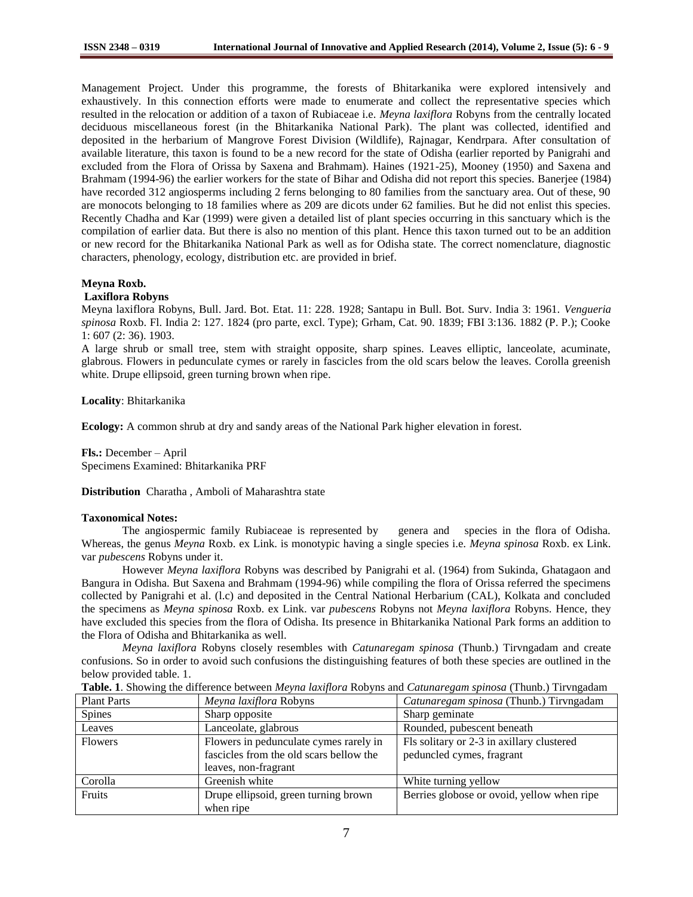Management Project. Under this programme, the forests of Bhitarkanika were explored intensively and exhaustively. In this connection efforts were made to enumerate and collect the representative species which resulted in the relocation or addition of a taxon of Rubiaceae i.e. *Meyna laxiflora* Robyns from the centrally located deciduous miscellaneous forest (in the Bhitarkanika National Park). The plant was collected, identified and deposited in the herbarium of Mangrove Forest Division (Wildlife), Rajnagar, Kendrpara. After consultation of available literature, this taxon is found to be a new record for the state of Odisha (earlier reported by Panigrahi and excluded from the Flora of Orissa by Saxena and Brahmam). Haines (1921-25), Mooney (1950) and Saxena and Brahmam (1994-96) the earlier workers for the state of Bihar and Odisha did not report this species. Banerjee (1984) have recorded 312 angiosperms including 2 ferns belonging to 80 families from the sanctuary area. Out of these, 90 are monocots belonging to 18 families where as 209 are dicots under 62 families. But he did not enlist this species. Recently Chadha and Kar (1999) were given a detailed list of plant species occurring in this sanctuary which is the compilation of earlier data. But there is also no mention of this plant. Hence this taxon turned out to be an addition or new record for the Bhitarkanika National Park as well as for Odisha state. The correct nomenclature, diagnostic characters, phenology, ecology, distribution etc. are provided in brief.

**Meyna Roxb.**

**Laxiflora Robyns**

Meyna laxiflora Robyns, Bull. Jard. Bot. Etat. 11: 228. 1928; Santapu in Bull. Bot. Surv. India 3: 1961. *Vengueria spinosa* Roxb. Fl. India 2: 127. 1824 (pro parte, excl. Type); Grham, Cat. 90. 1839; FBI 3:136. 1882 (P. P.); Cooke 1: 607 (2: 36). 1903.

A large shrub or small tree, stem with straight opposite, sharp spines. Leaves elliptic, lanceolate, acuminate, glabrous. Flowers in pedunculate cymes or rarely in fascicles from the old scars below the leaves. Corolla greenish white. Drupe ellipsoid, green turning brown when ripe.

**Locality**: Bhitarkanika

**Ecology:** A common shrub at dry and sandy areas of the National Park higher elevation in forest.

**Fls.:** December – April

Specimens Examined: Bhitarkanika PRF

**Distribution** Charatha , Amboli of Maharashtra state

**Taxonomical Notes:**

The angiospermic family Rubiaceae is represented by genera and species in the flora of Odisha. Whereas, the genus *Meyna* Roxb. ex Link. is monotypic having a single species i.e. *Meyna spinosa* Roxb. ex Link. var *pubescens* Robyns under it.

However *Meyna laxiflora* Robyns was described by Panigrahi et al. (1964) from Sukinda, Ghatagaon and Bangura in Odisha. But Saxena and Brahmam (1994-96) while compiling the flora of Orissa referred the specimens collected by Panigrahi et al. (l.c) and deposited in the Central National Herbarium (CAL), Kolkata and concluded the specimens as *Meyna spinosa* Roxb. ex Link. var *pubescens* Robyns not *Meyna laxiflora* Robyns. Hence, they have excluded this species from the flora of Odisha. Its presence in Bhitarkanika National Park forms an addition to the Flora of Odisha and Bhitarkanika as well.

*Meyna laxiflora* Robyns closely resembles with *Catunaregam spinosa* (Thunb.) Tirvngadam and create confusions. So in order to avoid such confusions the distinguishing features of both these species are outlined in the below provided table. 1.

**Table. 1**. Showing the difference between *Meyna laxiflora* Robyns and *Catunaregam spinosa* (Thunb.) Tirvngadam

| Plant Parts | *Meyna laxiflora* Robyns | *Catunaregam spinosa* (Thunb.) Tirvngadam |
|---|---|---|
| Spines | Sharp opposite | Sharp geminate |
| Leaves | Lanceolate, glabrous | Rounded, pubescent beneath |
| Flowers | Flowers in pedunculate cymes rarely in fascicles from the old scars bellow the leaves, non-fragrant | Fls solitary or 2-3 in axillary clustered peduncled cymes, fragrant |
| Corolla | Greenish white | White turning yellow |
| Fruits | Drupe ellipsoid, green turning brown when ripe | Berries globose or ovoid, yellow when ripe |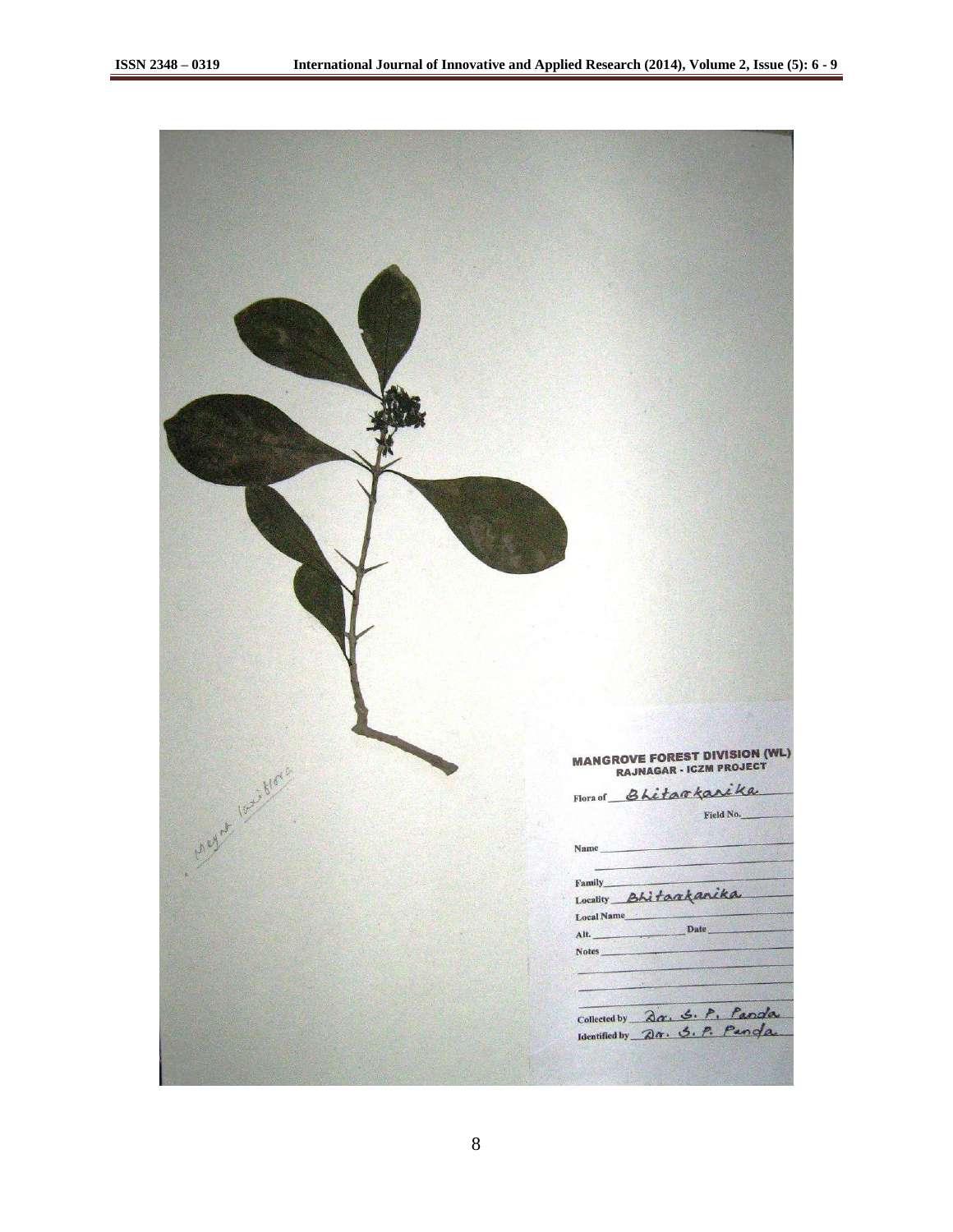Meyna laxiflora

MANGROVE FOREST DIVISION (WL)
RAJNAGAR - ICZM PROJECT

Flora of Bhitarkanika

Field No.

Name

Family

Locality Bhitarkanika

Local Name

Alt. Date

Notes

Collected by Dr. S. P. Panda

Identified by Dr. S. P. Panda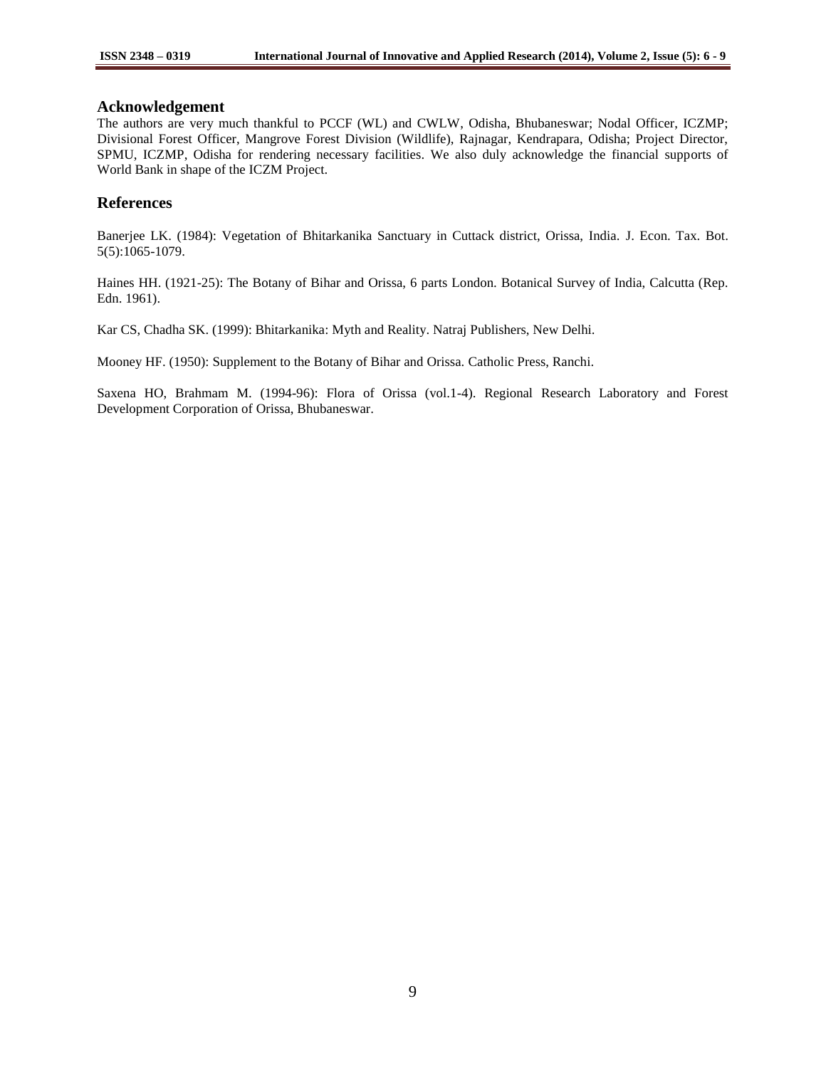## Acknowledgement

The authors are very much thankful to PCCF (WL) and CWLW, Odisha, Bhubaneswar; Nodal Officer, ICZMP; Divisional Forest Officer, Mangrove Forest Division (Wildlife), Rajnagar, Kendrapara, Odisha; Project Director, SPMU, ICZMP, Odisha for rendering necessary facilities. We also duly acknowledge the financial supports of World Bank in shape of the ICZM Project.

## References

Banerjee LK. (1984): Vegetation of Bhitarkanika Sanctuary in Cuttack district, Orissa, India. J. Econ. Tax. Bot. 5(5):1065-1079.

Haines HH. (1921-25): The Botany of Bihar and Orissa, 6 parts London. Botanical Survey of India, Calcutta (Rep. Edn. 1961).

Kar CS, Chadha SK. (1999): Bhitarkanika: Myth and Reality. Natraj Publishers, New Delhi.

Mooney HF. (1950): Supplement to the Botany of Bihar and Orissa. Catholic Press, Ranchi.

Saxena HO, Brahmam M. (1994-96): Flora of Orissa (vol.1-4). Regional Research Laboratory and Forest Development Corporation of Orissa, Bhubaneswar.